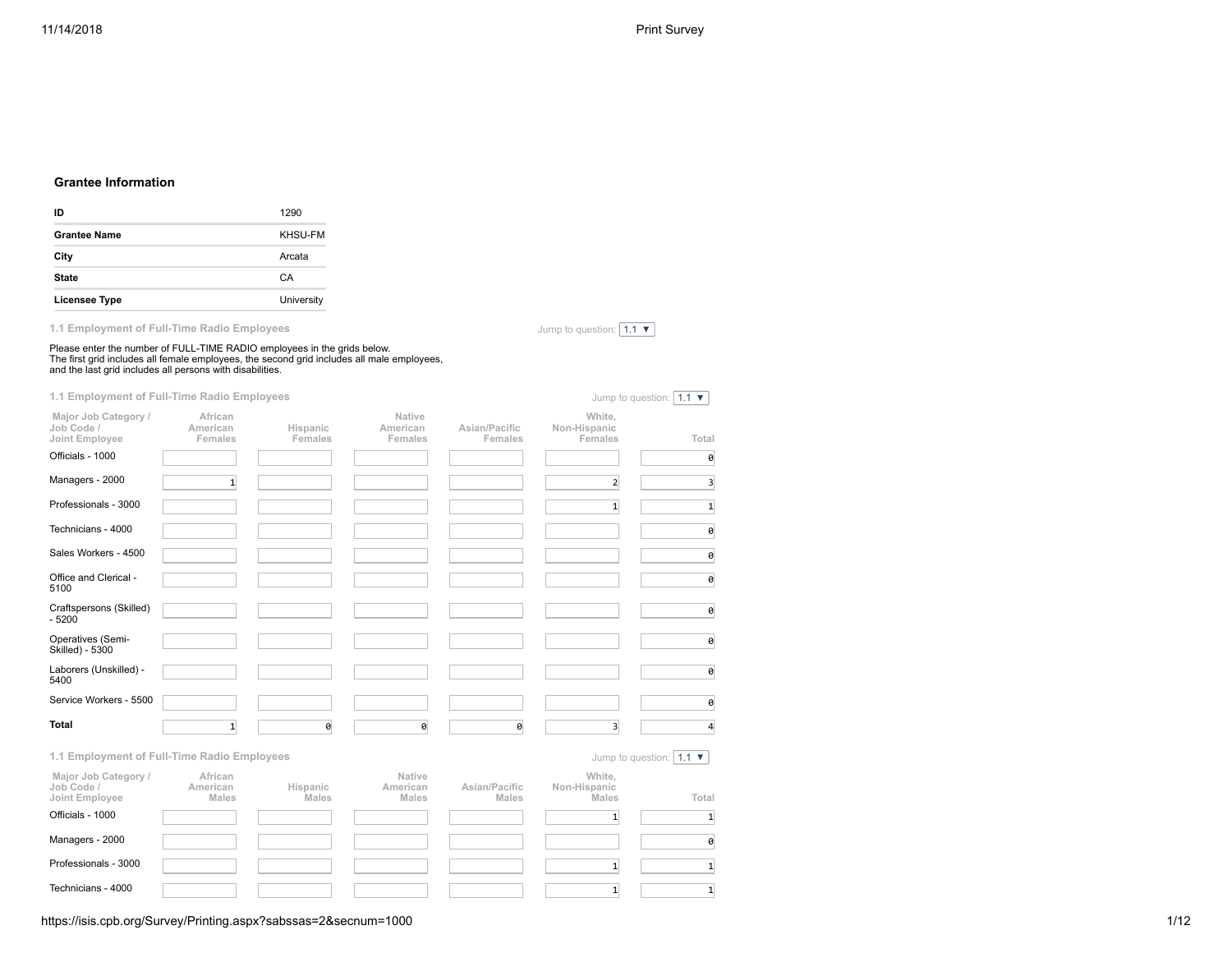## Grantee Information

| | |
|---|---|
| **ID** | 1290 |
| **Grantee Name** | KHSU-FM |
| **City** | Arcata |
| **State** | CA |
| **Licensee Type** | University |

### 1.1 Employment of Full-Time Radio Employees

Jump to question: 1.1

Please enter the number of FULL-TIME RADIO employees in the grids below.
The first grid includes all female employees, the second grid includes all male employees, and the last grid includes all persons with disabilities.

### 1.1 Employment of Full-Time Radio Employees

Jump to question: 1.1

| Major Job Category / Job Code / Joint Employee | African American Females | Hispanic Females | Native American Females | Asian/Pacific Females | White, Non-Hispanic Females | Total |
|---|---|---|---|---|---|---|
| Officials - 1000 | | | | | | 0 |
| Managers - 2000 | 1 | | | | 2 | 3 |
| Professionals - 3000 | | | | | 1 | 1 |
| Technicians - 4000 | | | | | | 0 |
| Sales Workers - 4500 | | | | | | 0 |
| Office and Clerical - 5100 | | | | | | 0 |
| Craftspersons (Skilled) - 5200 | | | | | | 0 |
| Operatives (Semi-Skilled) - 5300 | | | | | | 0 |
| Laborers (Unskilled) - 5400 | | | | | | 0 |
| Service Workers - 5500 | | | | | | 0 |
| **Total** | 1 | 0 | 0 | 0 | 3 | 4 |

### 1.1 Employment of Full-Time Radio Employees

Jump to question: 1.1

| Major Job Category / Job Code / Joint Employee | African American Males | Hispanic Males | Native American Males | Asian/Pacific Males | White, Non-Hispanic Males | Total |
|---|---|---|---|---|---|---|
| Officials - 1000 | | | | | 1 | 1 |
| Managers - 2000 | | | | | | 0 |
| Professionals - 3000 | | | | | 1 | 1 |
| Technicians - 4000 | | | | | 1 | 1 |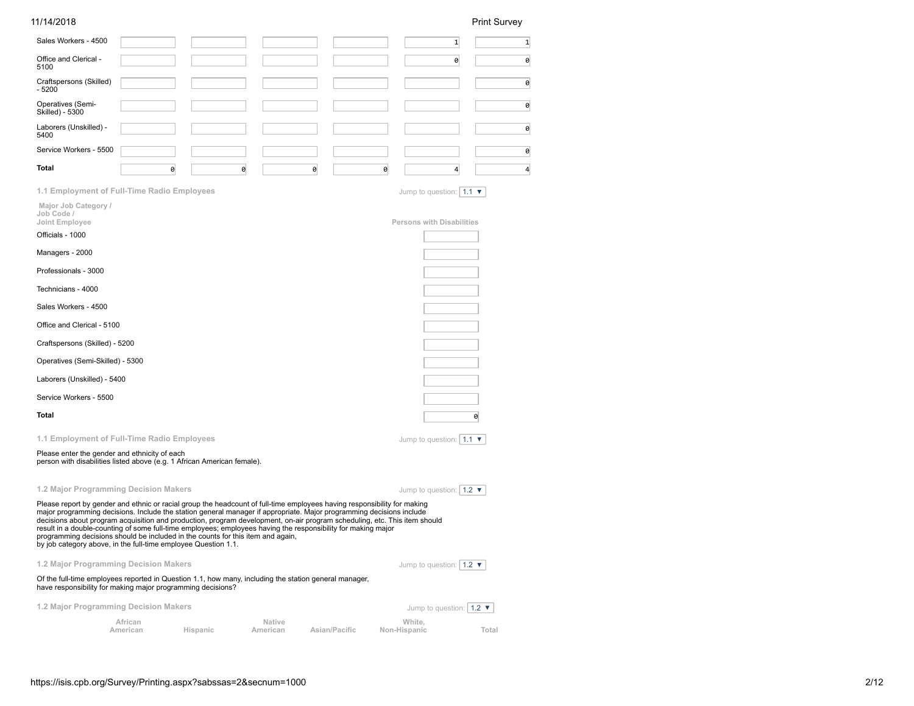| | | | | | | |
|---|---|---|---|---|---|---|
| Sales Workers - 4500 | | | | | 1 | 1 |
| Office and Clerical - 5100 | | | | | 0 | 0 |
| Craftspersons (Skilled) - 5200 | | | | | | 0 |
| Operatives (Semi-Skilled) - 5300 | | | | | | 0 |
| Laborers (Unskilled) - 5400 | | | | | | 0 |
| Service Workers - 5500 | | | | | | 0 |
| **Total** | 0 | 0 | 0 | 0 | 4 | 4 |

### 1.1 Employment of Full-Time Radio Employees

Jump to question: 1.1

| Major Job Category / Job Code / Joint Employee | Persons with Disabilities |
|---|---|
| Officials - 1000 | |
| Managers - 2000 | |
| Professionals - 3000 | |
| Technicians - 4000 | |
| Sales Workers - 4500 | |
| Office and Clerical - 5100 | |
| Craftspersons (Skilled) - 5200 | |
| Operatives (Semi-Skilled) - 5300 | |
| Laborers (Unskilled) - 5400 | |
| Service Workers - 5500 | |
| **Total** | 0 |

### 1.1 Employment of Full-Time Radio Employees

Jump to question: 1.1

Please enter the gender and ethnicity of each person with disabilities listed above (e.g. 1 African American female).

### 1.2 Major Programming Decision Makers

Jump to question: 1.2

Please report by gender and ethnic or racial group the headcount of full-time employees having responsibility for making major programming decisions. Include the station general manager if appropriate. Major programming decisions include decisions about program acquisition and production, program development, on-air program scheduling, etc. This item should result in a double-counting of some full-time employees; employees having the responsibility for making major programming decisions should be included in the counts for this item and again, by job category above, in the full-time employee Question 1.1.

### 1.2 Major Programming Decision Makers

Jump to question: 1.2

Of the full-time employees reported in Question 1.1, how many, including the station general manager, have responsibility for making major programming decisions?

### 1.2 Major Programming Decision Makers

Jump to question: 1.2

| | African American | Hispanic | Native American | Asian/Pacific | White, Non-Hispanic | Total |
|---|---|---|---|---|---|---|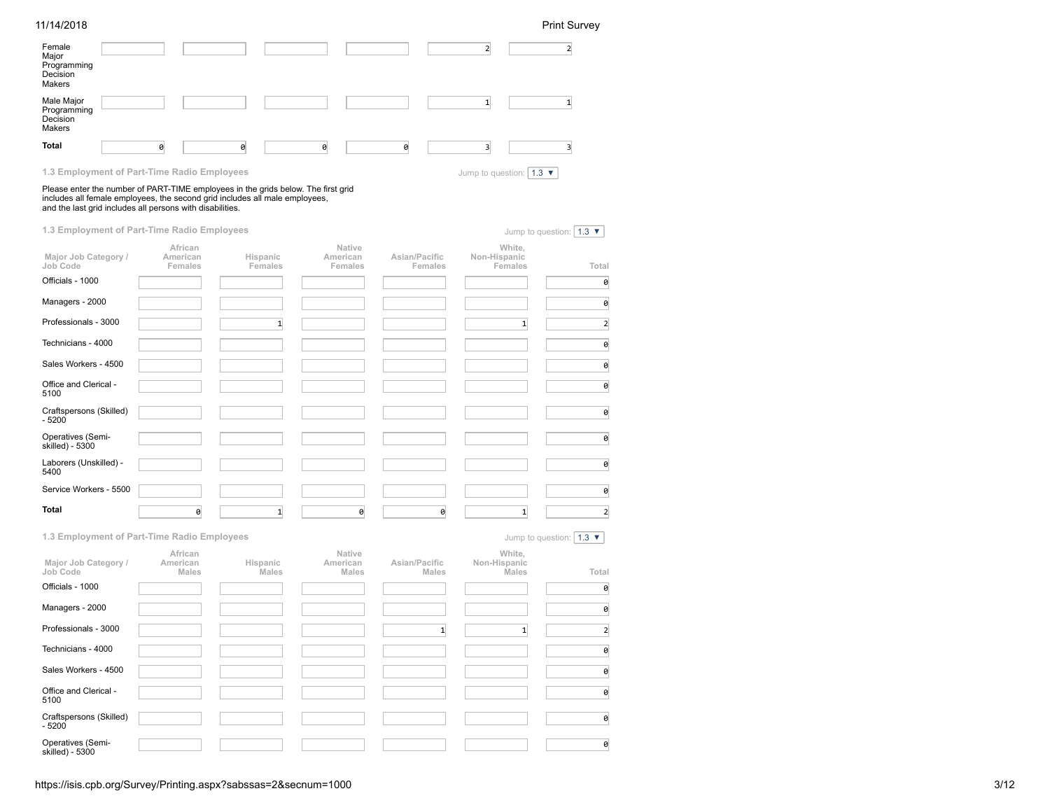| | | | | | | |
|---|---|---|---|---|---|---|
| Female Major Programming Decision Makers | | | | | 2 | 2 |
| Male Major Programming Decision Makers | | | | | 1 | 1 |
| **Total** | 0 | 0 | 0 | 0 | 3 | 3 |

### 1.3 Employment of Part-Time Radio Employees

Jump to question: 1.3 ▼

Please enter the number of PART-TIME employees in the grids below. The first grid includes all female employees, the second grid includes all male employees, and the last grid includes all persons with disabilities.

### 1.3 Employment of Part-Time Radio Employees

Jump to question: 1.3 ▼

| Major Job Category / Job Code | African American Females | Hispanic Females | Native American Females | Asian/Pacific Females | White, Non-Hispanic Females | Total |
|---|---|---|---|---|---|---|
| Officials - 1000 | | | | | | 0 |
| Managers - 2000 | | | | | | 0 |
| Professionals - 3000 | | 1 | | | 1 | 2 |
| Technicians - 4000 | | | | | | 0 |
| Sales Workers - 4500 | | | | | | 0 |
| Office and Clerical - 5100 | | | | | | 0 |
| Craftspersons (Skilled) - 5200 | | | | | | 0 |
| Operatives (Semi-skilled) - 5300 | | | | | | 0 |
| Laborers (Unskilled) - 5400 | | | | | | 0 |
| Service Workers - 5500 | | | | | | 0 |
| **Total** | 0 | 1 | 0 | 0 | 1 | 2 |

### 1.3 Employment of Part-Time Radio Employees

Jump to question: 1.3 ▼

| Major Job Category / Job Code | African American Males | Hispanic Males | Native American Males | Asian/Pacific Males | White, Non-Hispanic Males | Total |
|---|---|---|---|---|---|---|
| Officials - 1000 | | | | | | 0 |
| Managers - 2000 | | | | | | 0 |
| Professionals - 3000 | | | | 1 | 1 | 2 |
| Technicians - 4000 | | | | | | 0 |
| Sales Workers - 4500 | | | | | | 0 |
| Office and Clerical - 5100 | | | | | | 0 |
| Craftspersons (Skilled) - 5200 | | | | | | 0 |
| Operatives (Semi-skilled) - 5300 | | | | | | 0 |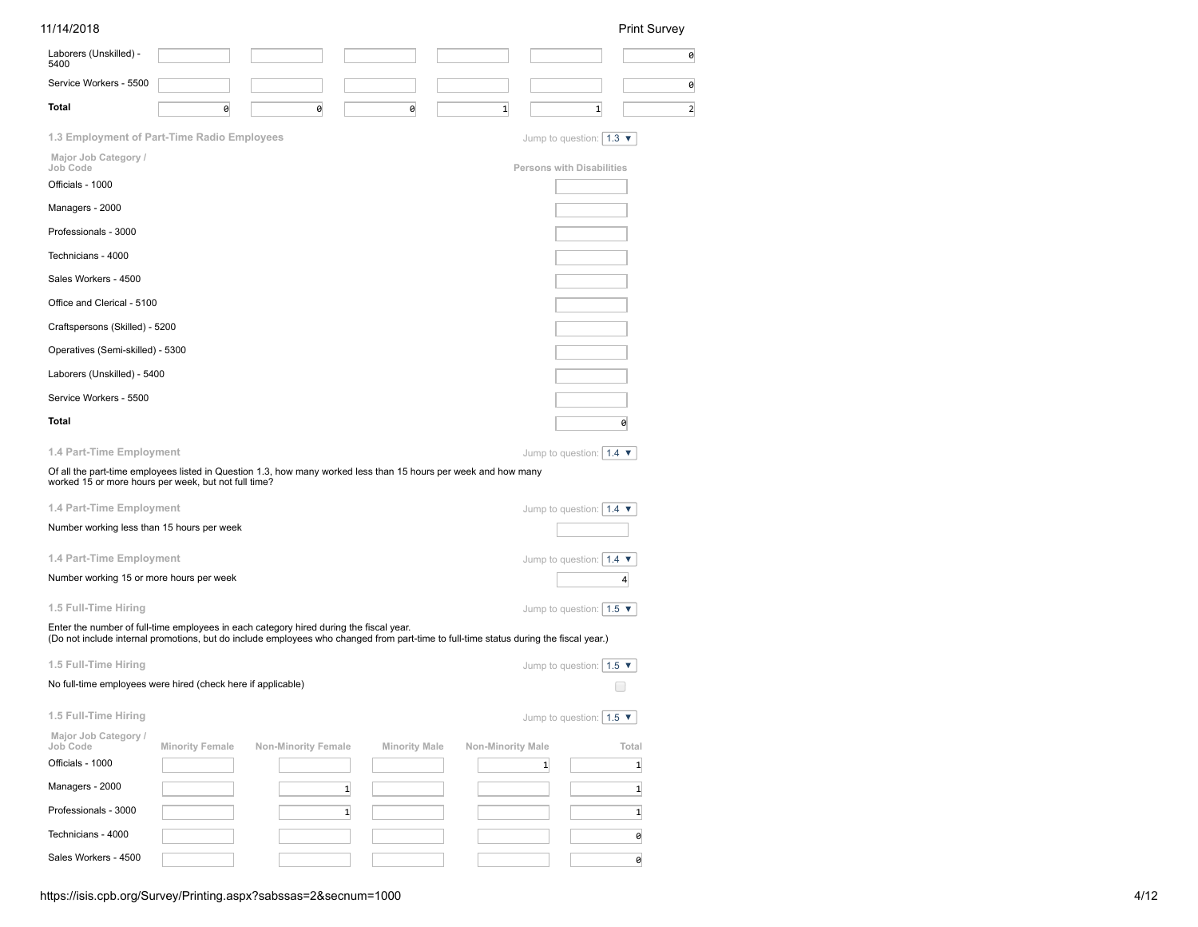| | | | | | | |
|---|---|---|---|---|---|---|
| Laborers (Unskilled) - 5400 | | | | | | 0 |
| Service Workers - 5500 | | | | | | 0 |
| **Total** | 0 | 0 | 0 | 1 | 1 | 2 |

### 1.3 Employment of Part-Time Radio Employees

Jump to question: 1.3

| Major Job Category / Job Code | Persons with Disabilities |
|---|---|
| Officials - 1000 | |
| Managers - 2000 | |
| Professionals - 3000 | |
| Technicians - 4000 | |
| Sales Workers - 4500 | |
| Office and Clerical - 5100 | |
| Craftspersons (Skilled) - 5200 | |
| Operatives (Semi-skilled) - 5300 | |
| Laborers (Unskilled) - 5400 | |
| Service Workers - 5500 | |
| **Total** | 0 |

### 1.4 Part-Time Employment

Jump to question: 1.4

Of all the part-time employees listed in Question 1.3, how many worked less than 15 hours per week and how many worked 15 or more hours per week, but not full time?

### 1.4 Part-Time Employment

Jump to question: 1.4

Number working less than 15 hours per week:

### 1.4 Part-Time Employment

Jump to question: 1.4

Number working 15 or more hours per week: 4

### 1.5 Full-Time Hiring

Jump to question: 1.5

Enter the number of full-time employees in each category hired during the fiscal year.
(Do not include internal promotions, but do include employees who changed from part-time to full-time status during the fiscal year.)

### 1.5 Full-Time Hiring

Jump to question: 1.5

No full-time employees were hired (check here if applicable) ☐

### 1.5 Full-Time Hiring

Jump to question: 1.5

| Major Job Category / Job Code | Minority Female | Non-Minority Female | Minority Male | Non-Minority Male | Total |
|---|---|---|---|---|---|
| Officials - 1000 | | | | 1 | 1 |
| Managers - 2000 | | 1 | | | 1 |
| Professionals - 3000 | | 1 | | | 1 |
| Technicians - 4000 | | | | | 0 |
| Sales Workers - 4500 | | | | | 0 |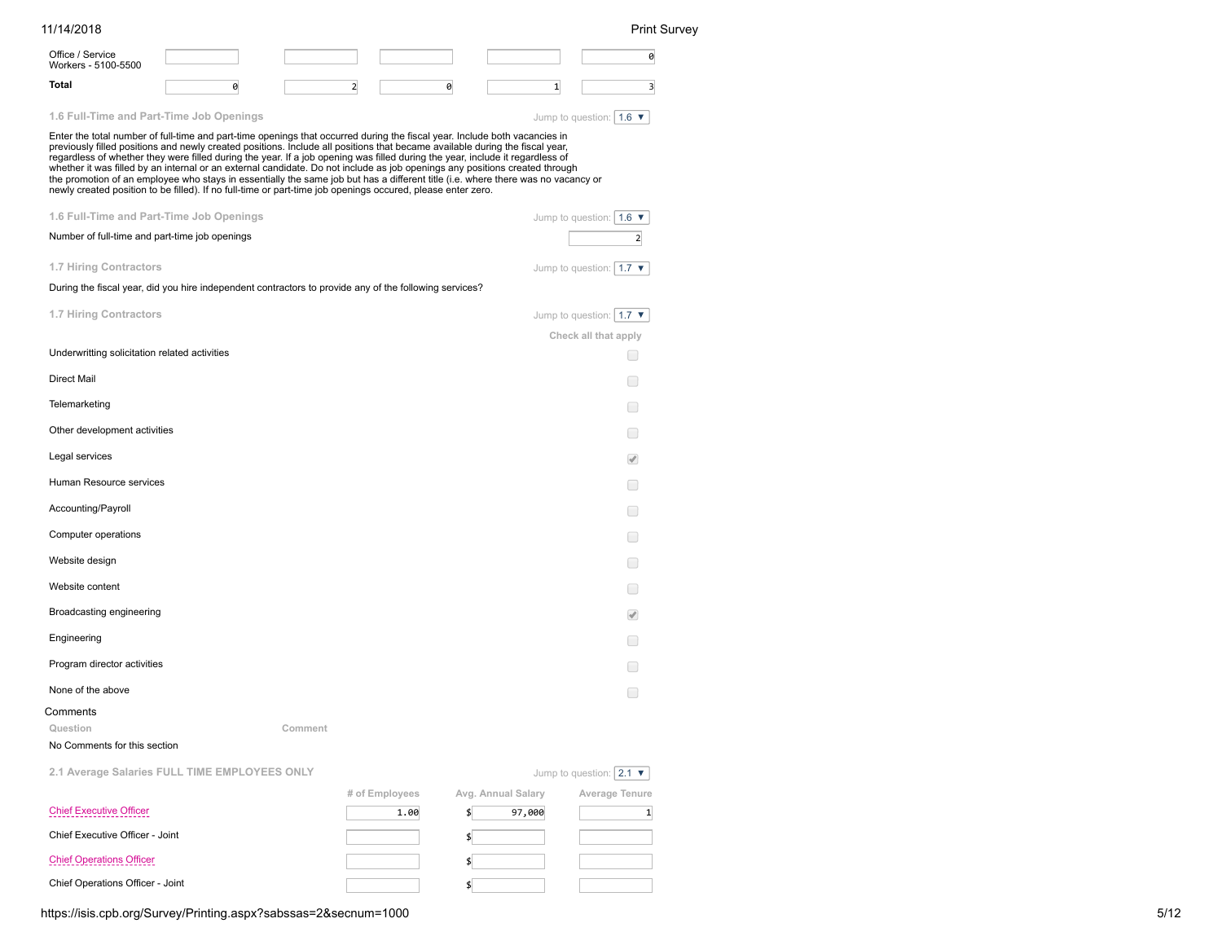| | | | | | |
|---|---|---|---|---|---|
| Office / Service Workers - 5100-5500 | | | | | 0 |
| **Total** | 0 | 2 | 0 | 1 | 3 |

### 1.6 Full-Time and Part-Time Job Openings

Jump to question: 1.6

Enter the total number of full-time and part-time openings that occurred during the fiscal year. Include both vacancies in previously filled positions and newly created positions. Include all positions that became available during the fiscal year, regardless of whether they were filled during the year. If a job opening was filled during the year, include it regardless of whether it was filled by an internal or an external candidate. Do not include as job openings any positions created through the promotion of an employee who stays in essentially the same job but has a different title (i.e. where there was no vacancy or newly created position to be filled). If no full-time or part-time job openings occured, please enter zero.

### 1.6 Full-Time and Part-Time Job Openings

Jump to question: 1.6

| | |
|---|---|
| Number of full-time and part-time job openings | 2 |

### 1.7 Hiring Contractors

Jump to question: 1.7

During the fiscal year, did you hire independent contractors to provide any of the following services?

### 1.7 Hiring Contractors

Jump to question: 1.7

| | Check all that apply |
|---|---|
| Underwritting solicitation related activities | ☐ |
| Direct Mail | ☐ |
| Telemarketing | ☐ |
| Other development activities | ☐ |
| Legal services | ☑ |
| Human Resource services | ☐ |
| Accounting/Payroll | ☐ |
| Computer operations | ☐ |
| Website design | ☐ |
| Website content | ☐ |
| Broadcasting engineering | ☑ |
| Engineering | ☐ |
| Program director activities | ☐ |
| None of the above | ☐ |

Comments

| Question | Comment |
|---|---|
| No Comments for this section | |

### 2.1 Average Salaries FULL TIME EMPLOYEES ONLY

Jump to question: 2.1

| | # of Employees | Avg. Annual Salary | Average Tenure |
|---|---|---|---|
| Chief Executive Officer | 1.00 | $ 97,000 | 1 |
| Chief Executive Officer - Joint | | $ | |
| Chief Operations Officer | | $ | |
| Chief Operations Officer - Joint | | $ | |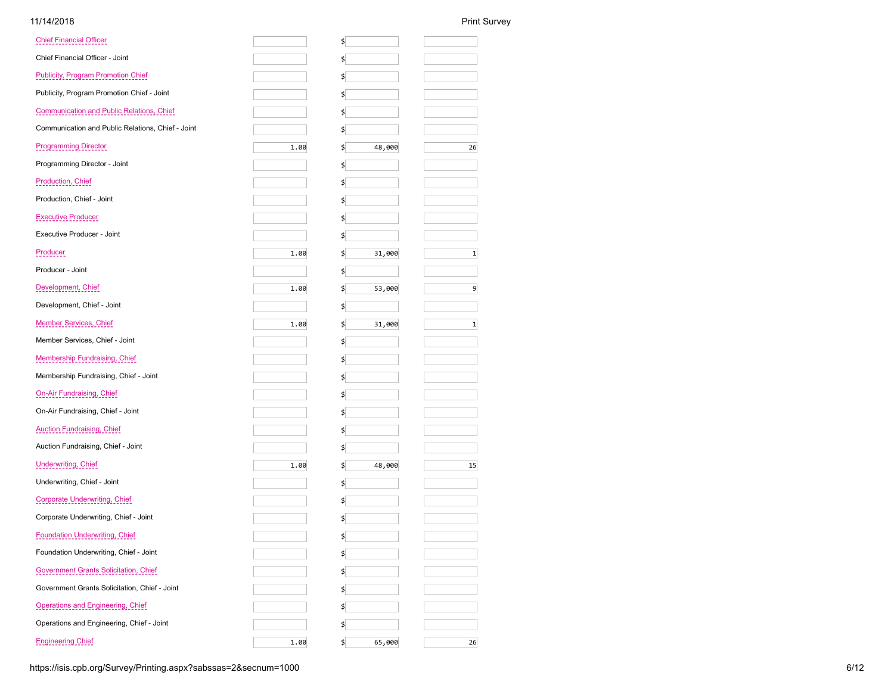| Position | | | |
|---|---|---|---|
| Chief Financial Officer | | $ | |
| Chief Financial Officer - Joint | | $ | |
| Publicity, Program Promotion Chief | | $ | |
| Publicity, Program Promotion Chief - Joint | | $ | |
| Communication and Public Relations, Chief | | $ | |
| Communication and Public Relations, Chief - Joint | | $ | |
| Programming Director | 1.00 | $ 48,000 | 26 |
| Programming Director - Joint | | $ | |
| Production, Chief | | $ | |
| Production, Chief - Joint | | $ | |
| Executive Producer | | $ | |
| Executive Producer - Joint | | $ | |
| Producer | 1.00 | $ 31,000 | 1 |
| Producer - Joint | | $ | |
| Development, Chief | 1.00 | $ 53,000 | 9 |
| Development, Chief - Joint | | $ | |
| Member Services, Chief | 1.00 | $ 31,000 | 1 |
| Member Services, Chief - Joint | | $ | |
| Membership Fundraising, Chief | | $ | |
| Membership Fundraising, Chief - Joint | | $ | |
| On-Air Fundraising, Chief | | $ | |
| On-Air Fundraising, Chief - Joint | | $ | |
| Auction Fundraising, Chief | | $ | |
| Auction Fundraising, Chief - Joint | | $ | |
| Underwriting, Chief | 1.00 | $ 48,000 | 15 |
| Underwriting, Chief - Joint | | $ | |
| Corporate Underwriting, Chief | | $ | |
| Corporate Underwriting, Chief - Joint | | $ | |
| Foundation Underwriting, Chief | | $ | |
| Foundation Underwriting, Chief - Joint | | $ | |
| Government Grants Solicitation, Chief | | $ | |
| Government Grants Solicitation, Chief - Joint | | $ | |
| Operations and Engineering, Chief | | $ | |
| Operations and Engineering, Chief - Joint | | $ | |
| Engineering Chief | 1.00 | $ 65,000 | 26 |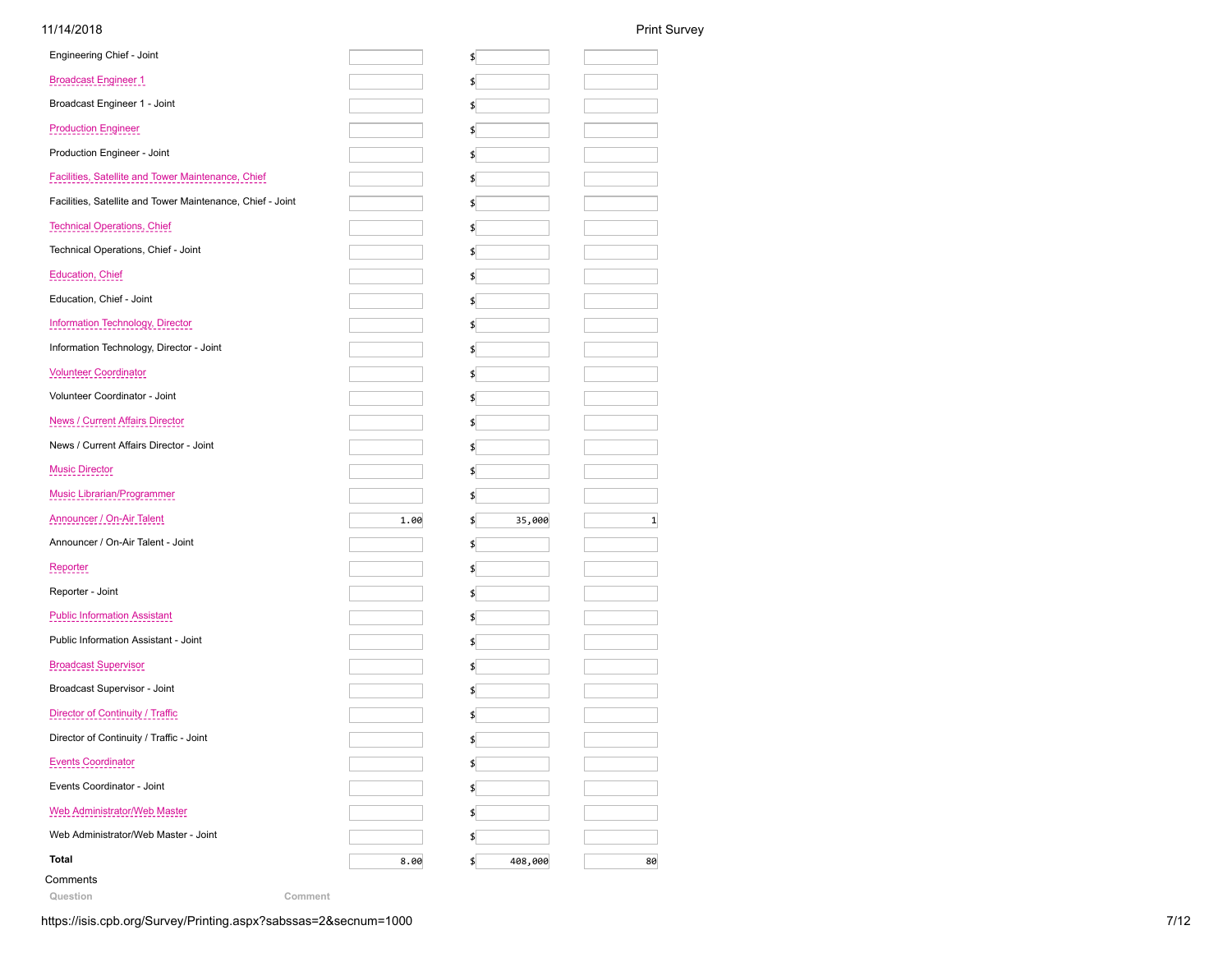| Position | | | |
|---|---|---|---|
| Engineering Chief - Joint | | $ | |
| Broadcast Engineer 1 | | $ | |
| Broadcast Engineer 1 - Joint | | $ | |
| Production Engineer | | $ | |
| Production Engineer - Joint | | $ | |
| Facilities, Satellite and Tower Maintenance, Chief | | $ | |
| Facilities, Satellite and Tower Maintenance, Chief - Joint | | $ | |
| Technical Operations, Chief | | $ | |
| Technical Operations, Chief - Joint | | $ | |
| Education, Chief | | $ | |
| Education, Chief - Joint | | $ | |
| Information Technology, Director | | $ | |
| Information Technology, Director - Joint | | $ | |
| Volunteer Coordinator | | $ | |
| Volunteer Coordinator - Joint | | $ | |
| News / Current Affairs Director | | $ | |
| News / Current Affairs Director - Joint | | $ | |
| Music Director | | $ | |
| Music Librarian/Programmer | | $ | |
| Announcer / On-Air Talent | 1.00 | $ 35,000 | 1 |
| Announcer / On-Air Talent - Joint | | $ | |
| Reporter | | $ | |
| Reporter - Joint | | $ | |
| Public Information Assistant | | $ | |
| Public Information Assistant - Joint | | $ | |
| Broadcast Supervisor | | $ | |
| Broadcast Supervisor - Joint | | $ | |
| Director of Continuity / Traffic | | $ | |
| Director of Continuity / Traffic - Joint | | $ | |
| Events Coordinator | | $ | |
| Events Coordinator - Joint | | $ | |
| Web Administrator/Web Master | | $ | |
| Web Administrator/Web Master - Joint | | $ | |
| **Total** | 8.00 | $ 408,000 | 80 |

Comments

| Question | Comment |
|---|---|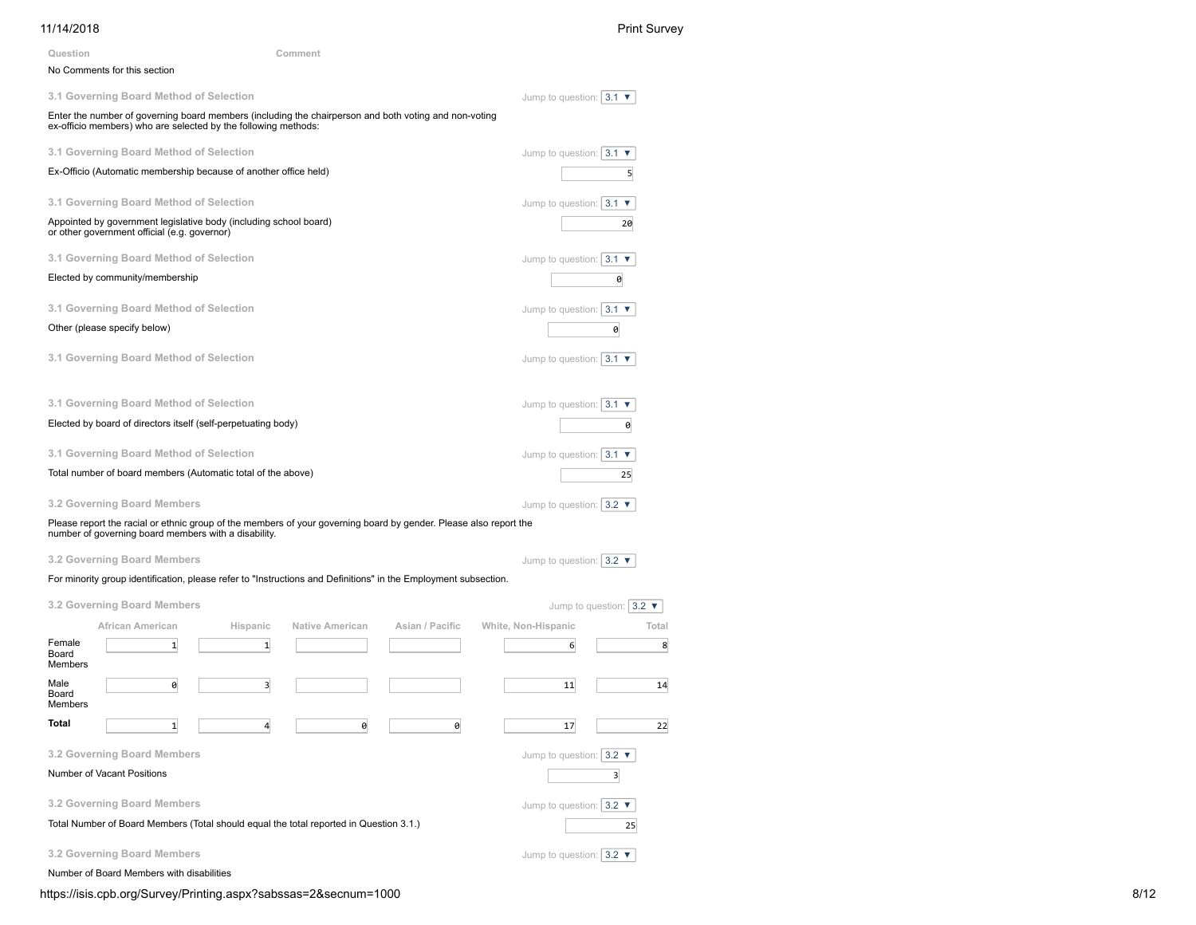| Question | Comment |
| --- | --- |
| No Comments for this section | |

### 3.1 Governing Board Method of Selection

Jump to question: 3.1 ▼

Enter the number of governing board members (including the chairperson and both voting and non-voting ex-officio members) who are selected by the following methods:

### 3.1 Governing Board Method of Selection

Jump to question: 3.1 ▼

Ex-Officio (Automatic membership because of another office held): 5

### 3.1 Governing Board Method of Selection

Jump to question: 3.1 ▼

Appointed by government legislative body (including school board) or other government official (e.g. governor): 20

### 3.1 Governing Board Method of Selection

Jump to question: 3.1 ▼

Elected by community/membership: 0

### 3.1 Governing Board Method of Selection

Jump to question: 3.1 ▼

Other (please specify below): 0

### 3.1 Governing Board Method of Selection

Jump to question: 3.1 ▼

### 3.1 Governing Board Method of Selection

Jump to question: 3.1 ▼

Elected by board of directors itself (self-perpetuating body): 0

### 3.1 Governing Board Method of Selection

Jump to question: 3.1 ▼

Total number of board members (Automatic total of the above): 25

### 3.2 Governing Board Members

Jump to question: 3.2 ▼

Please report the racial or ethnic group of the members of your governing board by gender. Please also report the number of governing board members with a disability.

### 3.2 Governing Board Members

Jump to question: 3.2 ▼

For minority group identification, please refer to "Instructions and Definitions" in the Employment subsection.

### 3.2 Governing Board Members

Jump to question: 3.2 ▼

| | African American | Hispanic | Native American | Asian / Pacific | White, Non-Hispanic | Total |
| --- | --- | --- | --- | --- | --- | --- |
| Female Board Members | 1 | 1 | | | 6 | 8 |
| Male Board Members | 0 | 3 | | | 11 | 14 |
| **Total** | 1 | 4 | 0 | 0 | 17 | 22 |

### 3.2 Governing Board Members

Jump to question: 3.2 ▼

Number of Vacant Positions: 3

### 3.2 Governing Board Members

Jump to question: 3.2 ▼

Total Number of Board Members (Total should equal the total reported in Question 3.1.): 25

### 3.2 Governing Board Members

Jump to question: 3.2 ▼

Number of Board Members with disabilities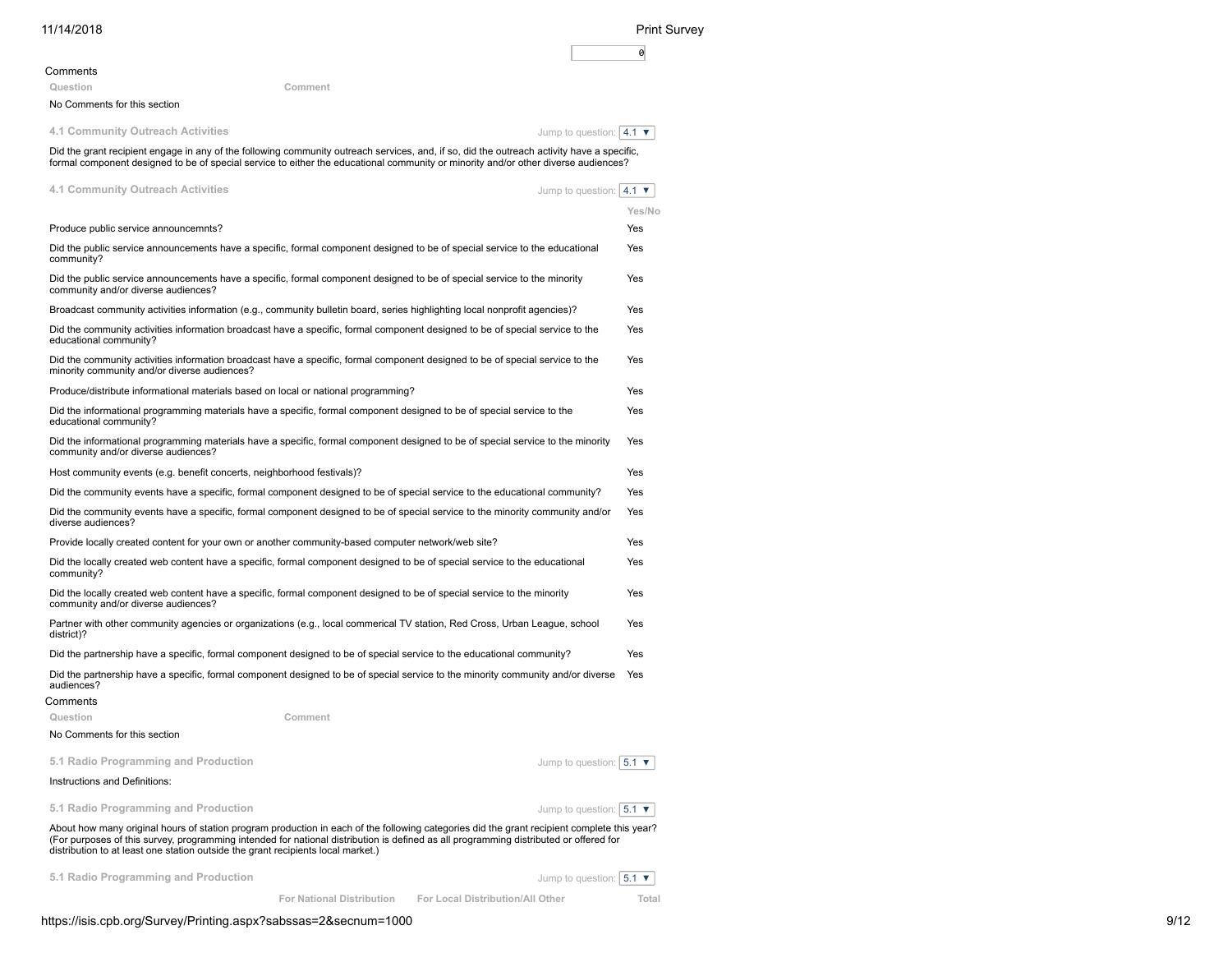0

Comments

| Question | Comment |
|---|---|
| No Comments for this section | |

### 4.1 Community Outreach Activities

Jump to question: 4.1 ▼

Did the grant recipient engage in any of the following community outreach services, and, if so, did the outreach activity have a specific, formal component designed to be of special service to either the educational community or minority and/or other diverse audiences?

### 4.1 Community Outreach Activities

Jump to question: 4.1 ▼

| | Yes/No |
|---|---|
| Produce public service announcemnts? | Yes |
| Did the public service announcements have a specific, formal component designed to be of special service to the educational community? | Yes |
| Did the public service announcements have a specific, formal component designed to be of special service to the minority community and/or diverse audiences? | Yes |
| Broadcast community activities information (e.g., community bulletin board, series highlighting local nonprofit agencies)? | Yes |
| Did the community activities information broadcast have a specific, formal component designed to be of special service to the educational community? | Yes |
| Did the community activities information broadcast have a specific, formal component designed to be of special service to the minority community and/or diverse audiences? | Yes |
| Produce/distribute informational materials based on local or national programming? | Yes |
| Did the informational programming materials have a specific, formal component designed to be of special service to the educational community? | Yes |
| Did the informational programming materials have a specific, formal component designed to be of special service to the minority community and/or diverse audiences? | Yes |
| Host community events (e.g. benefit concerts, neighborhood festivals)? | Yes |
| Did the community events have a specific, formal component designed to be of special service to the educational community? | Yes |
| Did the community events have a specific, formal component designed to be of special service to the minority community and/or diverse audiences? | Yes |
| Provide locally created content for your own or another community-based computer network/web site? | Yes |
| Did the locally created web content have a specific, formal component designed to be of special service to the educational community? | Yes |
| Did the locally created web content have a specific, formal component designed to be of special service to the minority community and/or diverse audiences? | Yes |
| Partner with other community agencies or organizations (e.g., local commerical TV station, Red Cross, Urban League, school district)? | Yes |
| Did the partnership have a specific, formal component designed to be of special service to the educational community? | Yes |
| Did the partnership have a specific, formal component designed to be of special service to the minority community and/or diverse audiences? | Yes |

Comments

| Question | Comment |
|---|---|
| No Comments for this section | |

### 5.1 Radio Programming and Production

Jump to question: 5.1 ▼

Instructions and Definitions:

### 5.1 Radio Programming and Production

Jump to question: 5.1 ▼

About how many original hours of station program production in each of the following categories did the grant recipient complete this year? (For purposes of this survey, programming intended for national distribution is defined as all programming distributed or offered for distribution to at least one station outside the grant recipients local market.)

### 5.1 Radio Programming and Production

Jump to question: 5.1 ▼

| | For National Distribution | For Local Distribution/All Other | Total |
|---|---|---|---|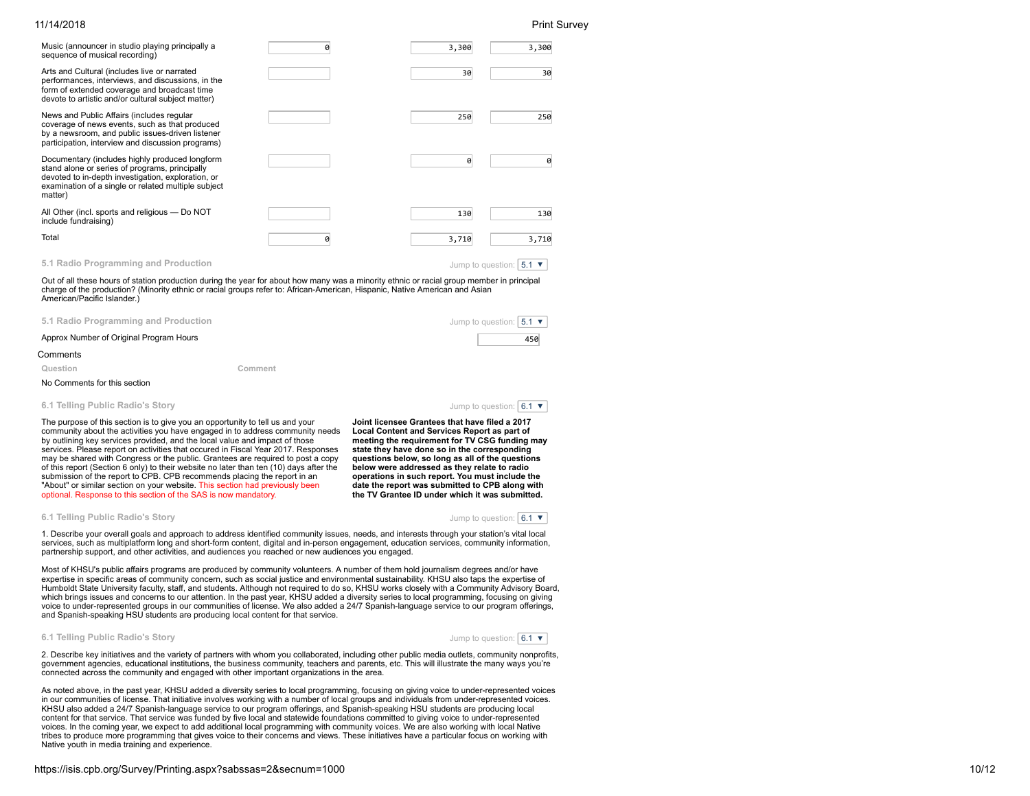| | | | |
|---|---|---|---|
| Music (announcer in studio playing principally a sequence of musical recording) | 0 | 3,300 | 3,300 |
| Arts and Cultural (includes live or narrated performances, interviews, and discussions, in the form of extended coverage and broadcast time devote to artistic and/or cultural subject matter) | | 30 | 30 |
| News and Public Affairs (includes regular coverage of news events, such as that produced by a newsroom, and public issues-driven listener participation, interview and discussion programs) | | 250 | 250 |
| Documentary (includes highly produced longform stand alone or series of programs, principally devoted to in-depth investigation, exploration, or examination of a single or related multiple subject matter) | | 0 | 0 |
| All Other (incl. sports and religious — Do NOT include fundraising) | | 130 | 130 |
| Total | 0 | 3,710 | 3,710 |

### 5.1 Radio Programming and Production

Jump to question: 5.1

Out of all these hours of station production during the year for about how many was a minority ethnic or racial group member in principal charge of the production? (Minority ethnic or racial groups refer to: African-American, Hispanic, Native American and Asian American/Pacific Islander.)

### 5.1 Radio Programming and Production

Jump to question: 5.1

| | |
|---|---|
| Approx Number of Original Program Hours | 450 |

**Comments**

| Question | Comment |
|---|---|
| No Comments for this section | |

### 6.1 Telling Public Radio's Story

Jump to question: 6.1

The purpose of this section is to give you an opportunity to tell us and your community about the activities you have engaged in to address community needs by outlining key services provided, and the local value and impact of those services. Please report on activities that occured in Fiscal Year 2017. Responses may be shared with Congress or the public. Grantees are required to post a copy of this report (Section 6 only) to their website no later than ten (10) days after the submission of the report to CPB. CPB recommends placing the report in an "About" or similar section on your website. This section had previously been optional. Response to this section of the SAS is now mandatory.

**Joint licensee Grantees that have filed a 2017 Local Content and Services Report as part of meeting the requirement for TV CSG funding may state they have done so in the corresponding questions below, so long as all of the questions below were addressed as they relate to radio operations in such report. You must include the date the report was submitted to CPB along with the TV Grantee ID under which it was submitted.**

### 6.1 Telling Public Radio's Story

Jump to question: 6.1

1. Describe your overall goals and approach to address identified community issues, needs, and interests through your station's vital local services, such as multiplatform long and short-form content, digital and in-person engagement, education services, community information, partnership support, and other activities, and audiences you reached or new audiences you engaged.

Most of KHSU's public affairs programs are produced by community volunteers. A number of them hold journalism degrees and/or have expertise in specific areas of community concern, such as social justice and environmental sustainability. KHSU also taps the expertise of Humboldt State University faculty, staff, and students. Although not required to do so, KHSU works closely with a Community Advisory Board, which brings issues and concerns to our attention. In the past year, KHSU added a diversity series to local programming, focusing on giving voice to under-represented groups in our communities of license. We also added a 24/7 Spanish-language service to our program offerings, and Spanish-speaking HSU students are producing local content for that service.

### 6.1 Telling Public Radio's Story

Jump to question: 6.1

2. Describe key initiatives and the variety of partners with whom you collaborated, including other public media outlets, community nonprofits, government agencies, educational institutions, the business community, teachers and parents, etc. This will illustrate the many ways you're connected across the community and engaged with other important organizations in the area.

As noted above, in the past year, KHSU added a diversity series to local programming, focusing on giving voice to under-represented voices in our communities of license. That initiative involves working with a number of local groups and individuals from under-represented voices. KHSU also added a 24/7 Spanish-language service to our program offerings, and Spanish-speaking HSU students are producing local content for that service. That service was funded by five local and statewide foundations committed to giving voice to under-represented voices. In the coming year, we expect to add additional local programming with community voices. We are also working with local Native tribes to produce more programming that gives voice to their concerns and views. These initiatives have a particular focus on working with Native youth in media training and experience.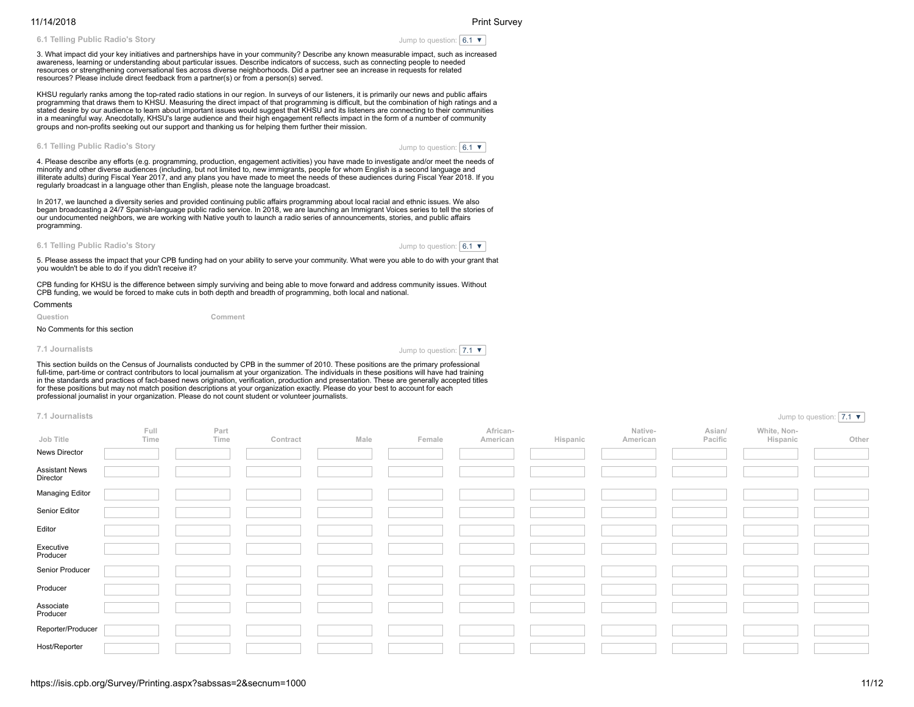### 6.1 Telling Public Radio's Story

Jump to question: 6.1 ▼

3. What impact did your key initiatives and partnerships have in your community? Describe any known measurable impact, such as increased awareness, learning or understanding about particular issues. Describe indicators of success, such as connecting people to needed resources or strengthening conversational ties across diverse neighborhoods. Did a partner see an increase in requests for related resources? Please include direct feedback from a partner(s) or from a person(s) served.

KHSU regularly ranks among the top-rated radio stations in our region. In surveys of our listeners, it is primarily our news and public affairs programming that draws them to KHSU. Measuring the direct impact of that programming is difficult, but the combination of high ratings and a stated desire by our audience to learn about important issues would suggest that KHSU and its listeners are connecting to their communities in a meaningful way. Anecdotally, KHSU's large audience and their high engagement reflects impact in the form of a number of community groups and non-profits seeking out our support and thanking us for helping them further their mission.

### 6.1 Telling Public Radio's Story

Jump to question: 6.1 ▼

4. Please describe any efforts (e.g. programming, production, engagement activities) you have made to investigate and/or meet the needs of minority and other diverse audiences (including, but not limited to, new immigrants, people for whom English is a second language and illiterate adults) during Fiscal Year 2017, and any plans you have made to meet the needs of these audiences during Fiscal Year 2018. If you regularly broadcast in a language other than English, please note the language broadcast.

In 2017, we launched a diversity series and provided continuing public affairs programming about local racial and ethnic issues. We also began broadcasting a 24/7 Spanish-language public radio service. In 2018, we are launching an Immigrant Voices series to tell the stories of our undocumented neighbors, we are working with Native youth to launch a radio series of announcements, stories, and public affairs programming.

### 6.1 Telling Public Radio's Story

Jump to question: 6.1 ▼

5. Please assess the impact that your CPB funding had on your ability to serve your community. What were you able to do with your grant that you wouldn't be able to do if you didn't receive it?

CPB funding for KHSU is the difference between simply surviving and being able to move forward and address community issues. Without CPB funding, we would be forced to make cuts in both depth and breadth of programming, both local and national.

Comments

| Question | Comment |
|---|---|
| No Comments for this section | |

### 7.1 Journalists

Jump to question: 7.1 ▼

This section builds on the Census of Journalists conducted by CPB in the summer of 2010. These positions are the primary professional full-time, part-time or contract contributors to local journalism at your organization. The individuals in these positions will have had training in the standards and practices of fact-based news origination, verification, production and presentation. These are generally accepted titles for these positions but may not match position descriptions at your organization exactly. Please do your best to account for each professional journalist in your organization. Please do not count student or volunteer journalists.

### 7.1 Journalists

Jump to question: 7.1 ▼

| Job Title | Full Time | Part Time | Contract | Male | Female | African-American | Hispanic | Native-American | Asian/Pacific | White, Non-Hispanic | Other |
|---|---|---|---|---|---|---|---|---|---|---|---|
| News Director | | | | | | | | | | | |
| Assistant News Director | | | | | | | | | | | |
| Managing Editor | | | | | | | | | | | |
| Senior Editor | | | | | | | | | | | |
| Editor | | | | | | | | | | | |
| Executive Producer | | | | | | | | | | | |
| Senior Producer | | | | | | | | | | | |
| Producer | | | | | | | | | | | |
| Associate Producer | | | | | | | | | | | |
| Reporter/Producer | | | | | | | | | | | |
| Host/Reporter | | | | | | | | | | | |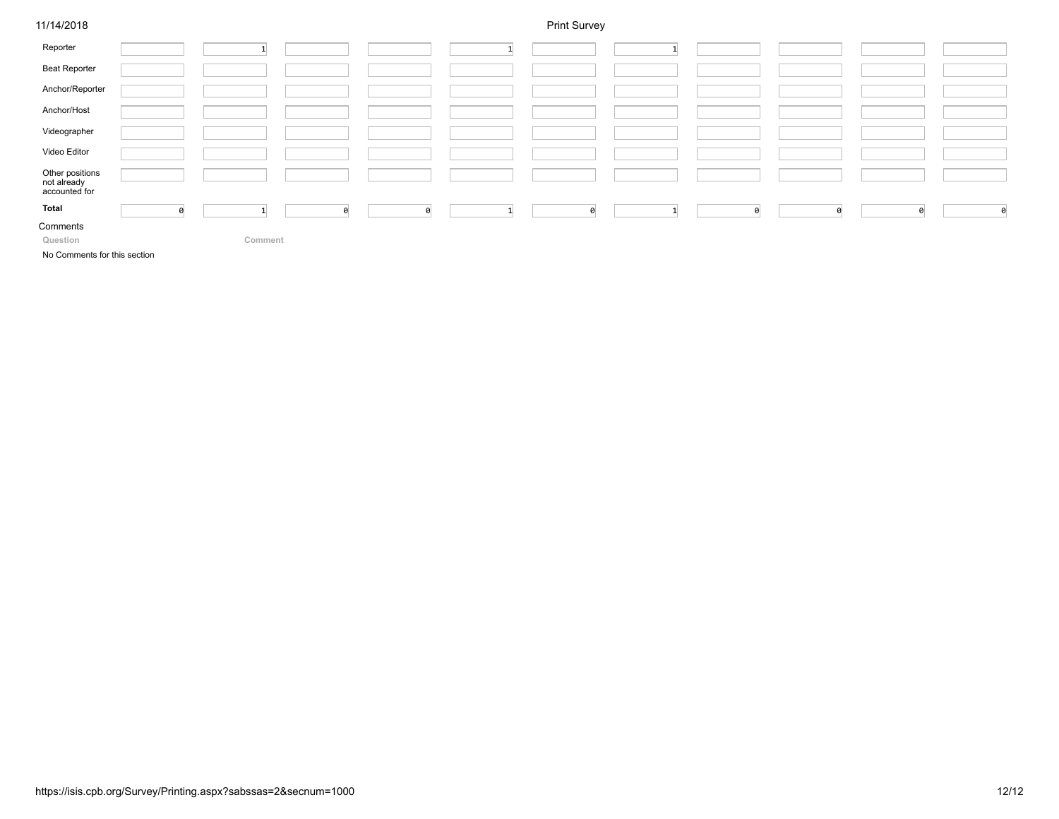| | | | | | | | | | | | |
|---|---|---|---|---|---|---|---|---|---|---|---|
| Reporter | | 1 | | | 1 | | 1 | | | | |
| Beat Reporter | | | | | | | | | | | |
| Anchor/Reporter | | | | | | | | | | | |
| Anchor/Host | | | | | | | | | | | |
| Videographer | | | | | | | | | | | |
| Video Editor | | | | | | | | | | | |
| Other positions not already accounted for | | | | | | | | | | | |
| **Total** | 0 | 1 | 0 | 0 | 1 | 0 | 1 | 0 | 0 | 0 | 0 |

Comments

| Question | Comment |
|---|---|

No Comments for this section